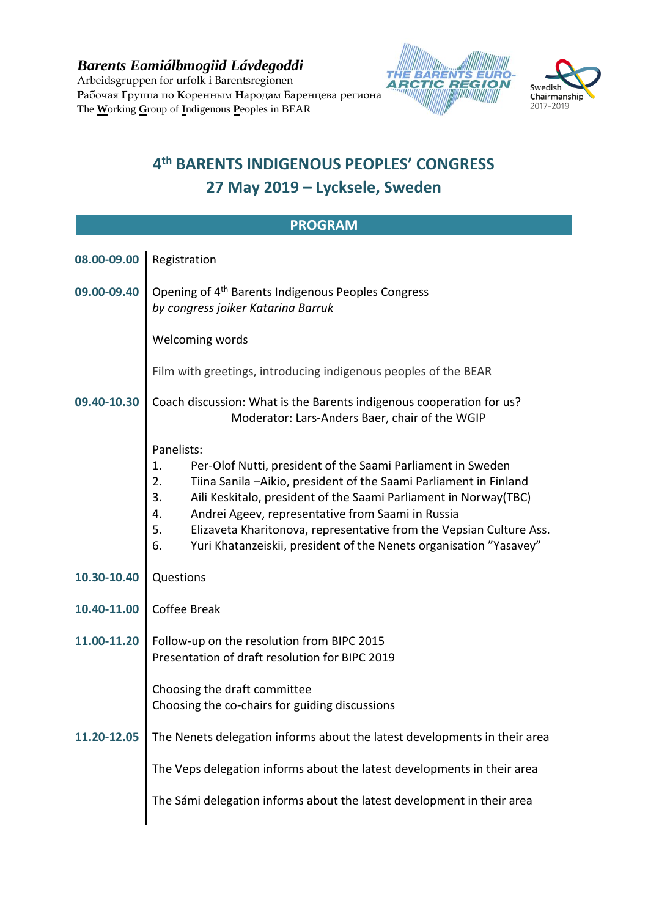***Barents Eamiálbmogiid Lávdegoddi***
Arbeidsgruppen for urfolk i Barentsregionen
**Р**абочая **Г**руппа по **К**оренным **Н**ародам Баренцева региона
The **W**orking **G**roup of **I**ndigenous **P**eoples in BEAR

THE BARENTS EURO-ARCTIC REGION

Swedish Chairmanship 2017–2019

# 4th BARENTS INDIGENOUS PEOPLES' CONGRESS
## 27 May 2019 – Lycksele, Sweden

## PROGRAM

**08.00-09.00** Registration

**09.00-09.40** Opening of 4th Barents Indigenous Peoples Congress
*by congress joiker Katarina Barruk*

Welcoming words

Film with greetings, introducing indigenous peoples of the BEAR

**09.40-10.30** Coach discussion: What is the Barents indigenous cooperation for us?
Moderator: Lars-Anders Baer, chair of the WGIP

Panelists:
1. Per-Olof Nutti, president of the Saami Parliament in Sweden
2. Tiina Sanila –Aikio, president of the Saami Parliament in Finland
3. Aili Keskitalo, president of the Saami Parliament in Norway(TBC)
4. Andrei Ageev, representative from Saami in Russia
5. Elizaveta Kharitonova, representative from the Vepsian Culture Ass.
6. Yuri Khatanzeiskii, president of the Nenets organisation "Yasavey"

**10.30-10.40** Questions

**10.40-11.00** Coffee Break

**11.00-11.20** Follow-up on the resolution from BIPC 2015
Presentation of draft resolution for BIPC 2019

Choosing the draft committee
Choosing the co-chairs for guiding discussions

**11.20-12.05** The Nenets delegation informs about the latest developments in their area

The Veps delegation informs about the latest developments in their area

The Sámi delegation informs about the latest development in their area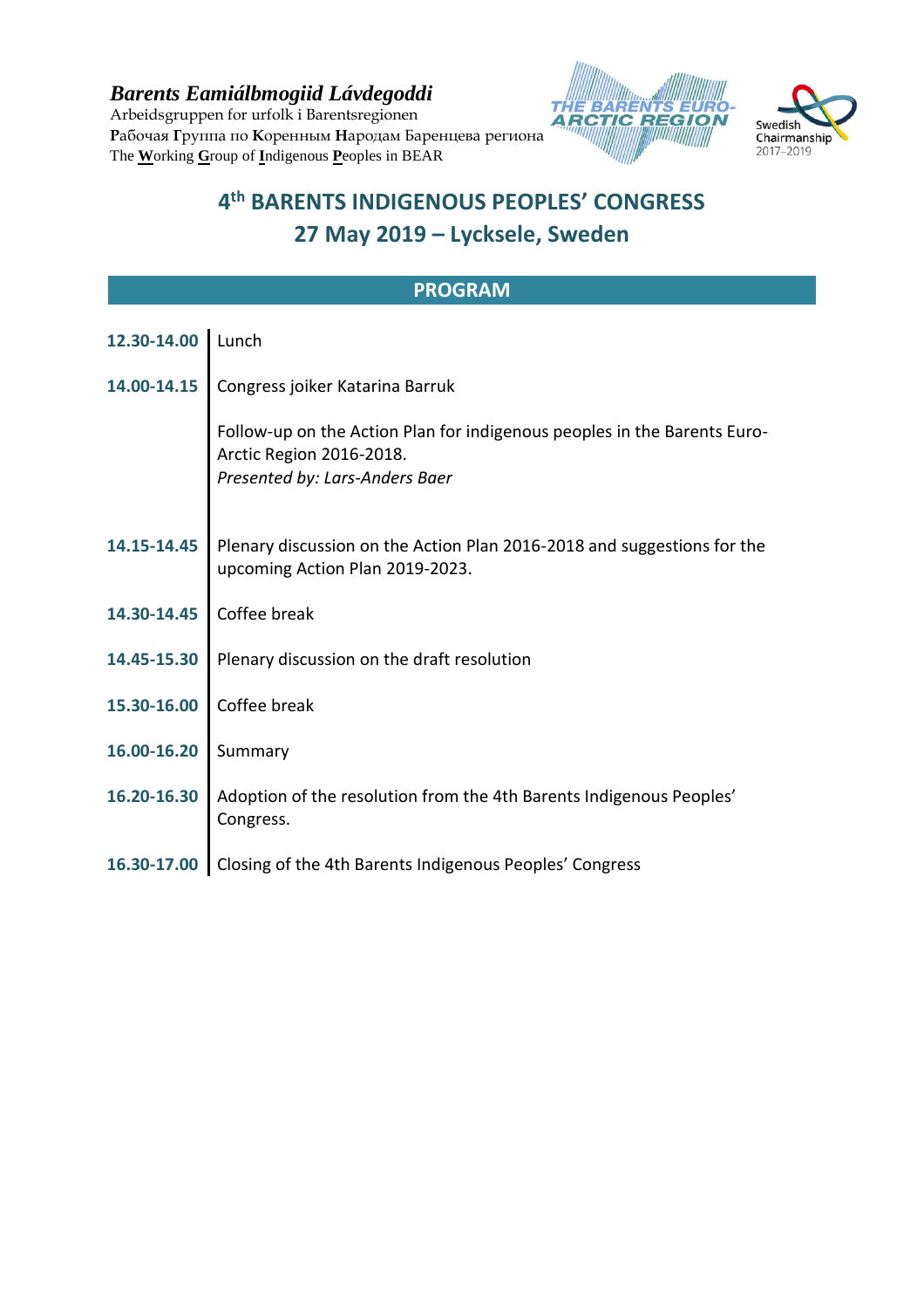**Barents Eamiálbmogiid Lávdegoddi**
Arbeidsgruppen for urfolk i Barentsregionen
**Р**абочая **Г**руппа по **К**оренным **Н**ародам Баренцева региона
The **W**orking **G**roup of **I**ndigenous **P**eoples in BEAR

THE BARENTS EURO-ARCTIC REGION

Swedish Chairmanship 2017–2019

# 4th BARENTS INDIGENOUS PEOPLES' CONGRESS
## 27 May 2019 – Lycksele, Sweden

## PROGRAM

| | |
|---|---|
| **12.30-14.00** | Lunch |
| **14.00-14.15** | Congress joiker Katarina Barruk<br><br>Follow-up on the Action Plan for indigenous peoples in the Barents Euro-Arctic Region 2016-2018.<br>*Presented by: Lars-Anders Baer* |
| **14.15-14.45** | Plenary discussion on the Action Plan 2016-2018 and suggestions for the upcoming Action Plan 2019-2023. |
| **14.30-14.45** | Coffee break |
| **14.45-15.30** | Plenary discussion on the draft resolution |
| **15.30-16.00** | Coffee break |
| **16.00-16.20** | Summary |
| **16.20-16.30** | Adoption of the resolution from the 4th Barents Indigenous Peoples' Congress. |
| **16.30-17.00** | Closing of the 4th Barents Indigenous Peoples' Congress |